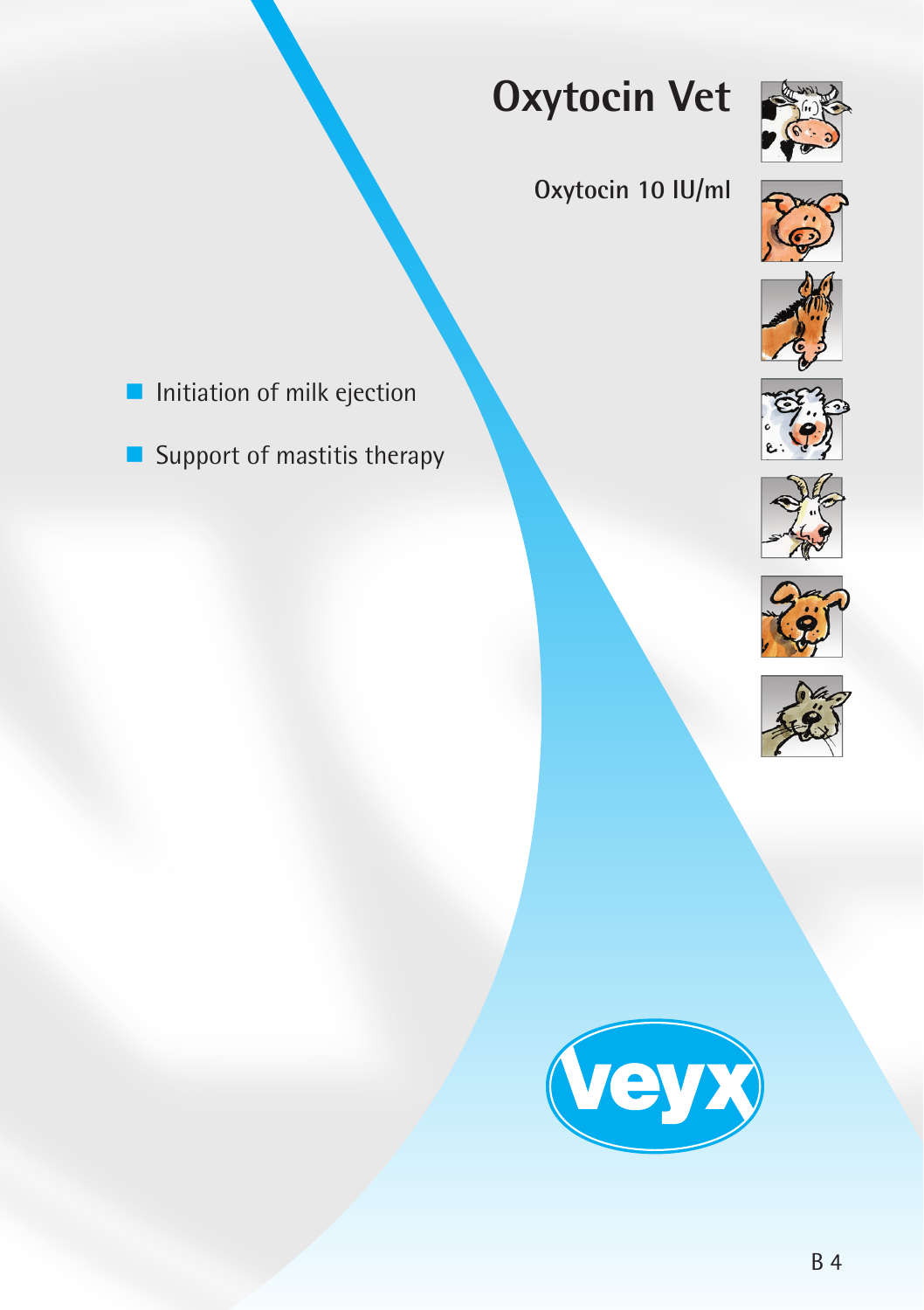# Oxytocin Vet

## Oxytocin 10 IU/ml

- Initiation of milk ejection
- Support of mastitis therapy

veyx

B 4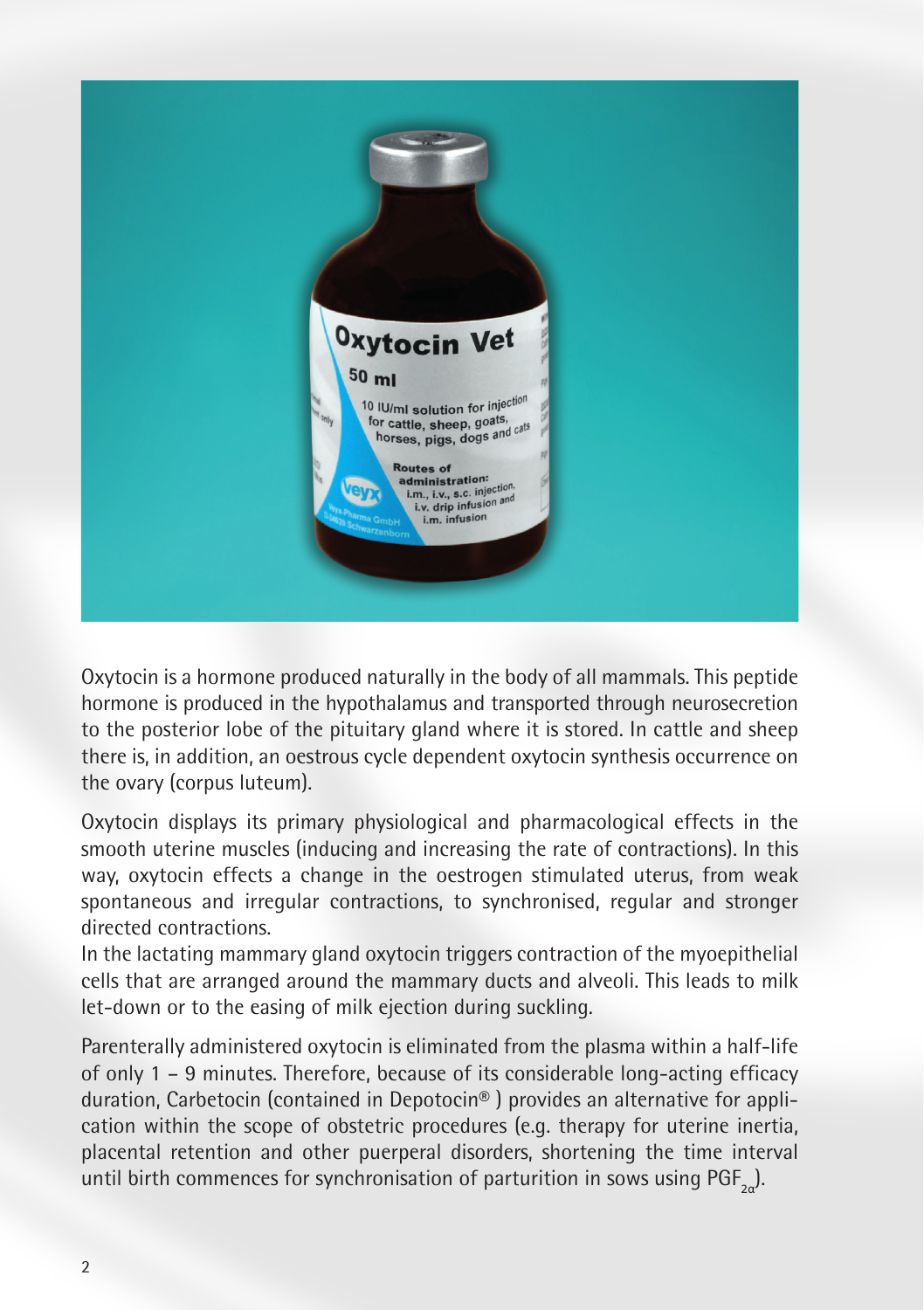Oxytocin is a hormone produced naturally in the body of all mammals. This peptide hormone is produced in the hypothalamus and transported through neurosecretion to the posterior lobe of the pituitary gland where it is stored. In cattle and sheep there is, in addition, an oestrous cycle dependent oxytocin synthesis occurrence on the ovary (corpus luteum).

Oxytocin displays its primary physiological and pharmacological effects in the smooth uterine muscles (inducing and increasing the rate of contractions). In this way, oxytocin effects a change in the oestrogen stimulated uterus, from weak spontaneous and irregular contractions, to synchronised, regular and stronger directed contractions.

In the lactating mammary gland oxytocin triggers contraction of the myoepithelial cells that are arranged around the mammary ducts and alveoli. This leads to milk let-down or to the easing of milk ejection during suckling.

Parenterally administered oxytocin is eliminated from the plasma within a half-life of only 1 – 9 minutes. Therefore, because of its considerable long-acting efficacy duration, Carbetocin (contained in Depotocin® ) provides an alternative for application within the scope of obstetric procedures (e.g. therapy for uterine inertia, placental retention and other puerperal disorders, shortening the time interval until birth commences for synchronisation of parturition in sows using $PGF_{2\alpha}$).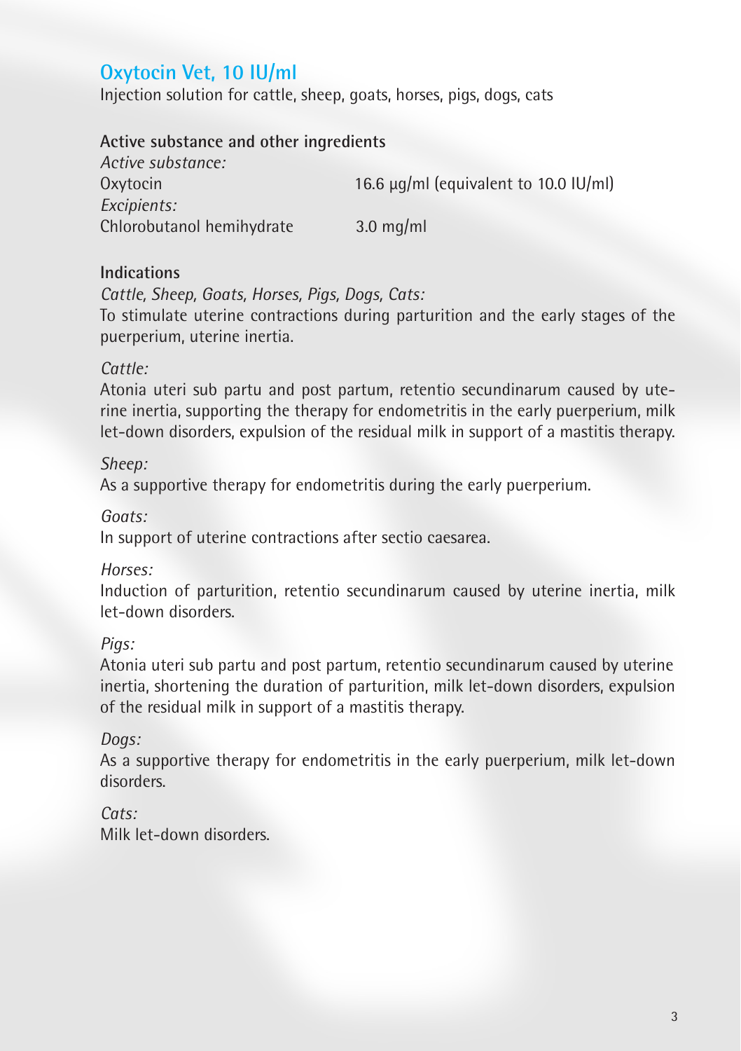# Oxytocin Vet, 10 IU/ml

Injection solution for cattle, sheep, goats, horses, pigs, dogs, cats

## Active substance and other ingredients

| *Active substance:* | |
|---|---|
| Oxytocin | 16.6 µg/ml (equivalent to 10.0 IU/ml) |
| *Excipients:* | |
| Chlorobutanol hemihydrate | 3.0 mg/ml |

## Indications

*Cattle, Sheep, Goats, Horses, Pigs, Dogs, Cats:*

To stimulate uterine contractions during parturition and the early stages of the puerperium, uterine inertia.

*Cattle:*

Atonia uteri sub partu and post partum, retentio secundinarum caused by uterine inertia, supporting the therapy for endometritis in the early puerperium, milk let-down disorders, expulsion of the residual milk in support of a mastitis therapy.

*Sheep:*

As a supportive therapy for endometritis during the early puerperium.

*Goats:*

In support of uterine contractions after sectio caesarea.

*Horses:*

Induction of parturition, retentio secundinarum caused by uterine inertia, milk let-down disorders.

*Pigs:*

Atonia uteri sub partu and post partum, retentio secundinarum caused by uterine inertia, shortening the duration of parturition, milk let-down disorders, expulsion of the residual milk in support of a mastitis therapy.

*Dogs:*

As a supportive therapy for endometritis in the early puerperium, milk let-down disorders.

*Cats:*

Milk let-down disorders.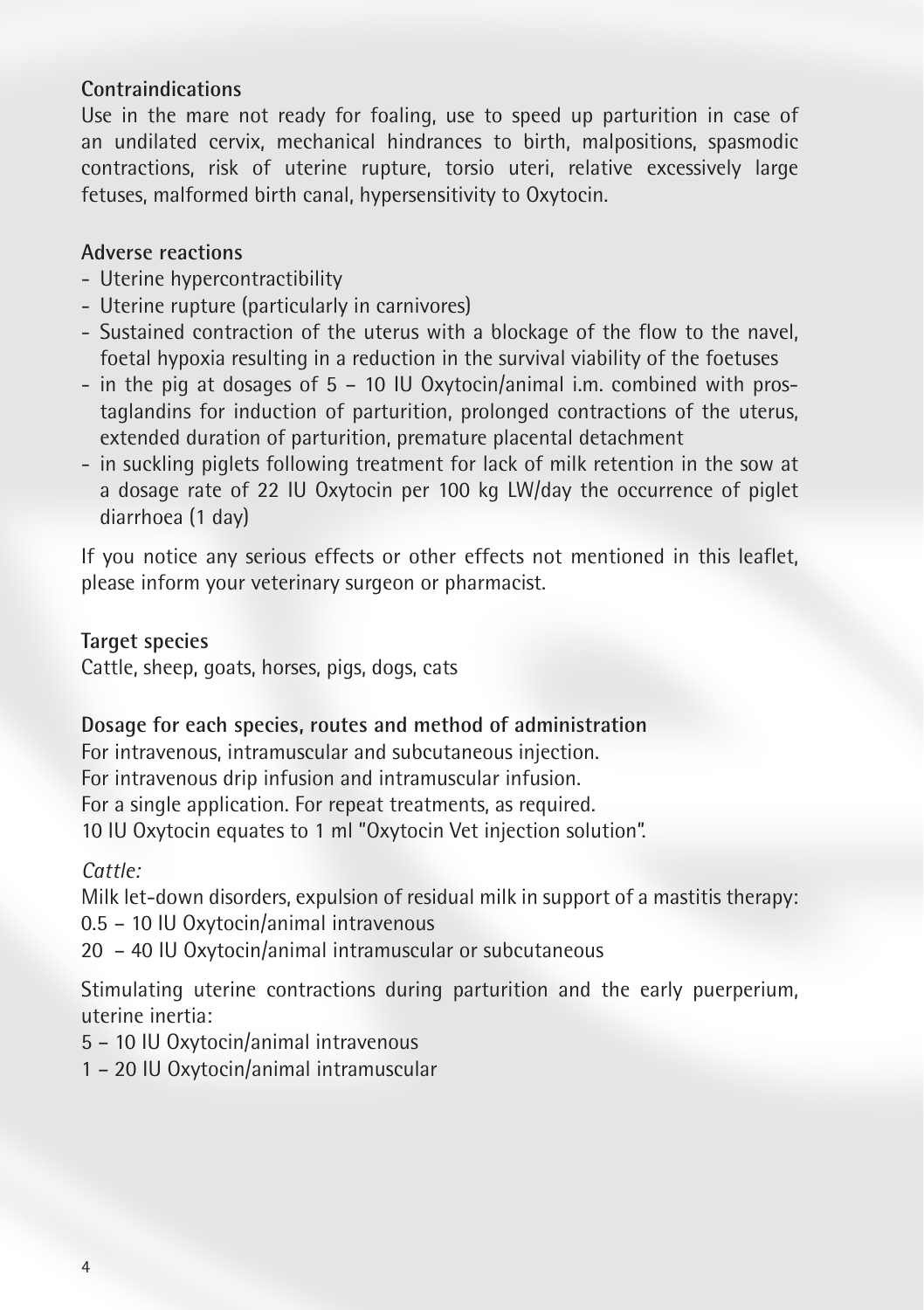**Contraindications**

Use in the mare not ready for foaling, use to speed up parturition in case of an undilated cervix, mechanical hindrances to birth, malpositions, spasmodic contractions, risk of uterine rupture, torsio uteri, relative excessively large fetuses, malformed birth canal, hypersensitivity to Oxytocin.

**Adverse reactions**

- Uterine hypercontractibility
- Uterine rupture (particularly in carnivores)
- Sustained contraction of the uterus with a blockage of the flow to the navel, foetal hypoxia resulting in a reduction in the survival viability of the foetuses
- in the pig at dosages of 5 – 10 IU Oxytocin/animal i.m. combined with prostaglandins for induction of parturition, prolonged contractions of the uterus, extended duration of parturition, premature placental detachment
- in suckling piglets following treatment for lack of milk retention in the sow at a dosage rate of 22 IU Oxytocin per 100 kg LW/day the occurrence of piglet diarrhoea (1 day)

If you notice any serious effects or other effects not mentioned in this leaflet, please inform your veterinary surgeon or pharmacist.

**Target species**

Cattle, sheep, goats, horses, pigs, dogs, cats

**Dosage for each species, routes and method of administration**

For intravenous, intramuscular and subcutaneous injection.
For intravenous drip infusion and intramuscular infusion.
For a single application. For repeat treatments, as required.
10 IU Oxytocin equates to 1 ml "Oxytocin Vet injection solution".

*Cattle:*

Milk let-down disorders, expulsion of residual milk in support of a mastitis therapy:
0.5 – 10 IU Oxytocin/animal intravenous
20 – 40 IU Oxytocin/animal intramuscular or subcutaneous

Stimulating uterine contractions during parturition and the early puerperium, uterine inertia:
5 – 10 IU Oxytocin/animal intravenous
1 – 20 IU Oxytocin/animal intramuscular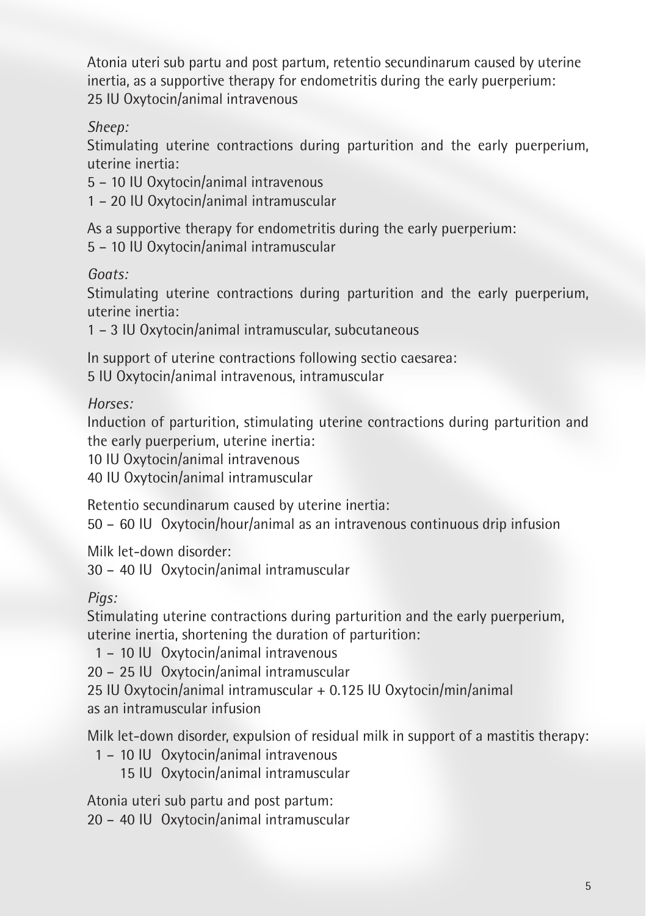Atonia uteri sub partu and post partum, retentio secundinarum caused by uterine inertia, as a supportive therapy for endometritis during the early puerperium:
25 IU Oxytocin/animal intravenous

*Sheep:*

Stimulating uterine contractions during parturition and the early puerperium, uterine inertia:
5 – 10 IU Oxytocin/animal intravenous
1 – 20 IU Oxytocin/animal intramuscular

As a supportive therapy for endometritis during the early puerperium:
5 – 10 IU Oxytocin/animal intramuscular

*Goats:*

Stimulating uterine contractions during parturition and the early puerperium, uterine inertia:
1 – 3 IU Oxytocin/animal intramuscular, subcutaneous

In support of uterine contractions following sectio caesarea:
5 IU Oxytocin/animal intravenous, intramuscular

*Horses:*

Induction of parturition, stimulating uterine contractions during parturition and the early puerperium, uterine inertia:
10 IU Oxytocin/animal intravenous
40 IU Oxytocin/animal intramuscular

Retentio secundinarum caused by uterine inertia:
50 – 60 IU Oxytocin/hour/animal as an intravenous continuous drip infusion

Milk let-down disorder:
30 – 40 IU Oxytocin/animal intramuscular

*Pigs:*

Stimulating uterine contractions during parturition and the early puerperium, uterine inertia, shortening the duration of parturition:
1 – 10 IU Oxytocin/animal intravenous
20 – 25 IU Oxytocin/animal intramuscular
25 IU Oxytocin/animal intramuscular + 0.125 IU Oxytocin/min/animal as an intramuscular infusion

Milk let-down disorder, expulsion of residual milk in support of a mastitis therapy:
1 – 10 IU Oxytocin/animal intravenous
15 IU Oxytocin/animal intramuscular

Atonia uteri sub partu and post partum:
20 – 40 IU Oxytocin/animal intramuscular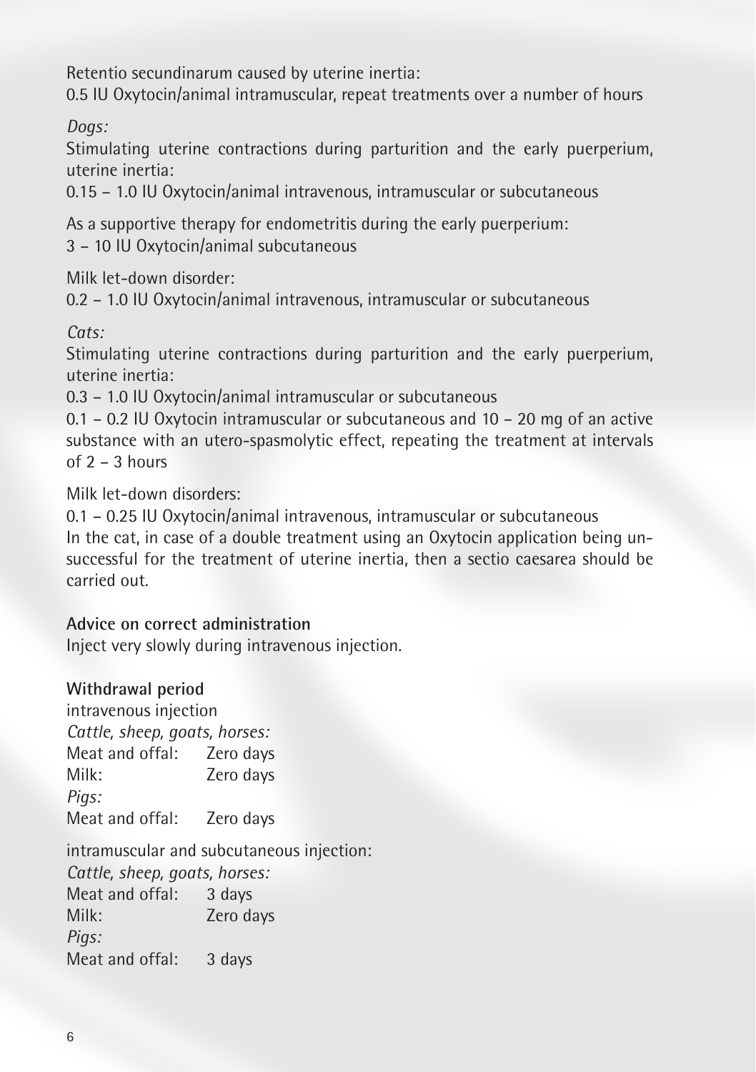Retentio secundinarum caused by uterine inertia:
0.5 IU Oxytocin/animal intramuscular, repeat treatments over a number of hours

*Dogs:*

Stimulating uterine contractions during parturition and the early puerperium, uterine inertia:
0.15 – 1.0 IU Oxytocin/animal intravenous, intramuscular or subcutaneous

As a supportive therapy for endometritis during the early puerperium:
3 – 10 IU Oxytocin/animal subcutaneous

Milk let-down disorder:
0.2 – 1.0 IU Oxytocin/animal intravenous, intramuscular or subcutaneous

*Cats:*

Stimulating uterine contractions during parturition and the early puerperium, uterine inertia:
0.3 – 1.0 IU Oxytocin/animal intramuscular or subcutaneous
0.1 – 0.2 IU Oxytocin intramuscular or subcutaneous and 10 – 20 mg of an active substance with an utero-spasmolytic effect, repeating the treatment at intervals of 2 – 3 hours

Milk let-down disorders:
0.1 – 0.25 IU Oxytocin/animal intravenous, intramuscular or subcutaneous
In the cat, in case of a double treatment using an Oxytocin application being unsuccessful for the treatment of uterine inertia, then a sectio caesarea should be carried out.

**Advice on correct administration**

Inject very slowly during intravenous injection.

**Withdrawal period**

intravenous injection
*Cattle, sheep, goats, horses:*
Meat and offal: Zero days
Milk: Zero days
*Pigs:*
Meat and offal: Zero days

intramuscular and subcutaneous injection:
*Cattle, sheep, goats, horses:*
Meat and offal: 3 days
Milk: Zero days
*Pigs:*
Meat and offal: 3 days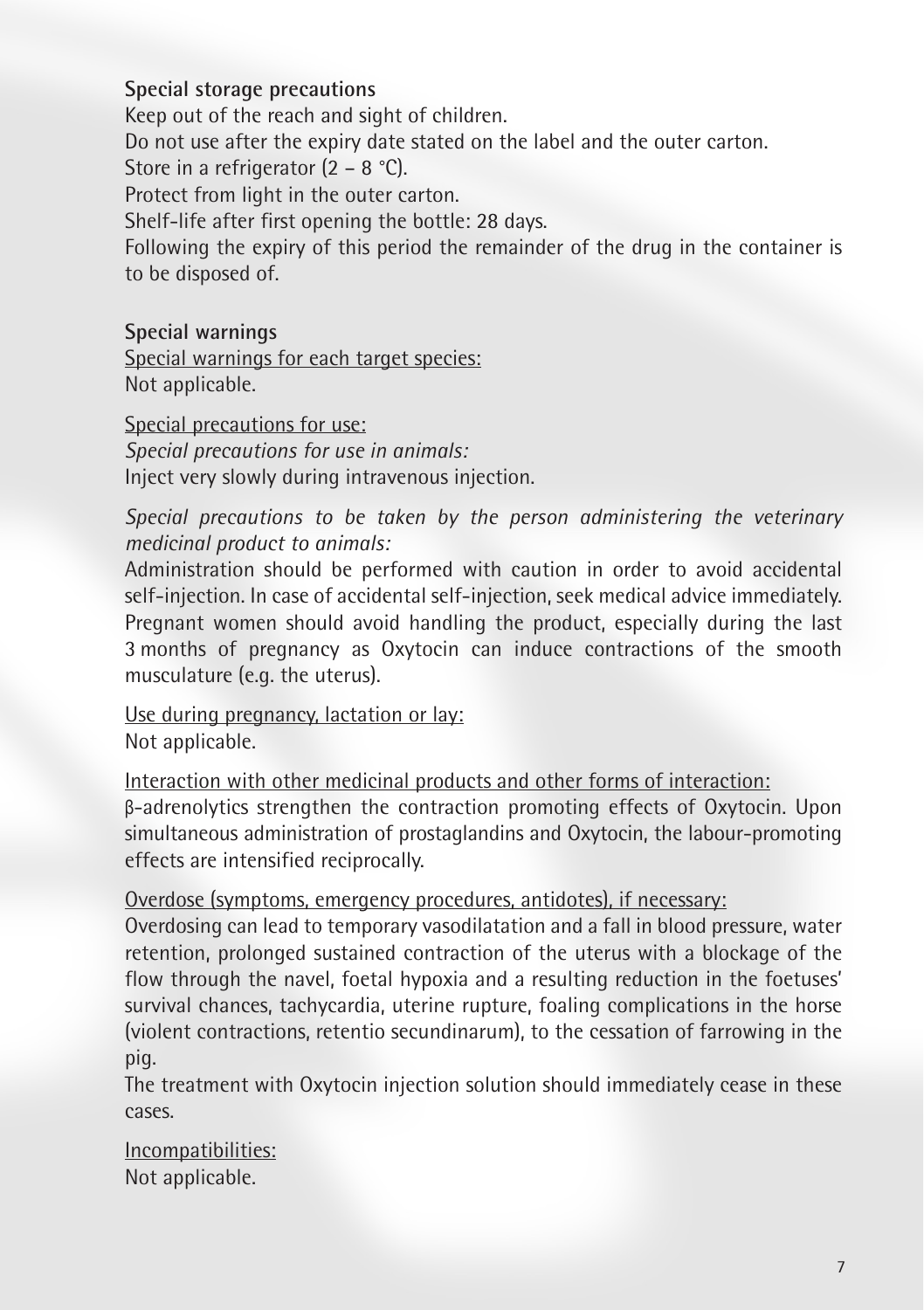**Special storage precautions**

Keep out of the reach and sight of children.

Do not use after the expiry date stated on the label and the outer carton.

Store in a refrigerator (2 – 8 °C).

Protect from light in the outer carton.

Shelf-life after first opening the bottle: 28 days.

Following the expiry of this period the remainder of the drug in the container is to be disposed of.

**Special warnings**

Special warnings for each target species:

Not applicable.

Special precautions for use:

*Special precautions for use in animals:*

Inject very slowly during intravenous injection.

*Special precautions to be taken by the person administering the veterinary medicinal product to animals:*

Administration should be performed with caution in order to avoid accidental self-injection. In case of accidental self-injection, seek medical advice immediately. Pregnant women should avoid handling the product, especially during the last 3 months of pregnancy as Oxytocin can induce contractions of the smooth musculature (e.g. the uterus).

Use during pregnancy, lactation or lay:

Not applicable.

Interaction with other medicinal products and other forms of interaction:

β-adrenolytics strengthen the contraction promoting effects of Oxytocin. Upon simultaneous administration of prostaglandins and Oxytocin, the labour-promoting effects are intensified reciprocally.

Overdose (symptoms, emergency procedures, antidotes), if necessary:

Overdosing can lead to temporary vasodilatation and a fall in blood pressure, water retention, prolonged sustained contraction of the uterus with a blockage of the flow through the navel, foetal hypoxia and a resulting reduction in the foetuses' survival chances, tachycardia, uterine rupture, foaling complications in the horse (violent contractions, retentio secundinarum), to the cessation of farrowing in the pig.

The treatment with Oxytocin injection solution should immediately cease in these cases.

Incompatibilities:

Not applicable.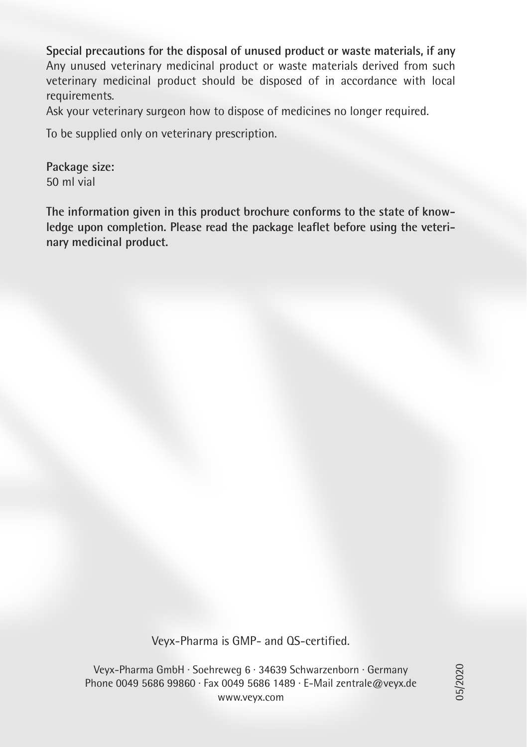**Special precautions for the disposal of unused product or waste materials, if any**
Any unused veterinary medicinal product or waste materials derived from such veterinary medicinal product should be disposed of in accordance with local requirements.
Ask your veterinary surgeon how to dispose of medicines no longer required.

To be supplied only on veterinary prescription.

**Package size:**
50 ml vial

**The information given in this product brochure conforms to the state of knowledge upon completion. Please read the package leaflet before using the veterinary medicinal product.**

Veyx-Pharma is GMP- and QS-certified.

Veyx-Pharma GmbH · Soehreweg 6 · 34639 Schwarzenborn · Germany
Phone 0049 5686 99860 · Fax 0049 5686 1489 · E-Mail zentrale@veyx.de
www.veyx.com

05/2020